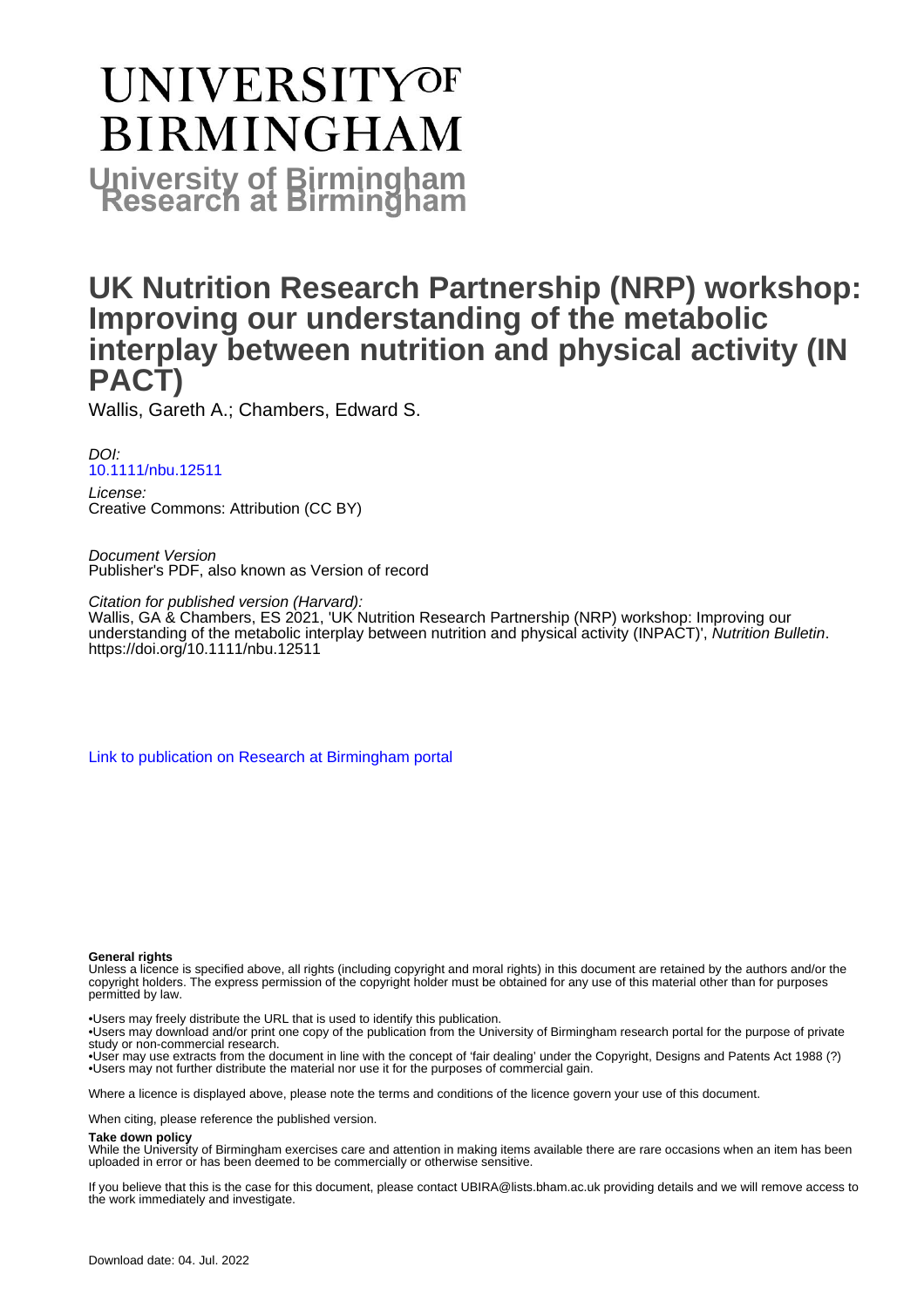# UNIVERSITY OF BIRMINGHAM

## University of Birmingham Research at Birmingham

# UK Nutrition Research Partnership (NRP) workshop: Improving our understanding of the metabolic interplay between nutrition and physical activity (IN PACT)

Wallis, Gareth A.; Chambers, Edward S.

*DOI:*
10.1111/nbu.12511

*License:*
Creative Commons: Attribution (CC BY)

*Document Version*
Publisher's PDF, also known as Version of record

*Citation for published version (Harvard):*
Wallis, GA & Chambers, ES 2021, 'UK Nutrition Research Partnership (NRP) workshop: Improving our understanding of the metabolic interplay between nutrition and physical activity (INPACT)', *Nutrition Bulletin*. https://doi.org/10.1111/nbu.12511

Link to publication on Research at Birmingham portal

**General rights**
Unless a licence is specified above, all rights (including copyright and moral rights) in this document are retained by the authors and/or the copyright holders. The express permission of the copyright holder must be obtained for any use of this material other than for purposes permitted by law.

•Users may freely distribute the URL that is used to identify this publication.
•Users may download and/or print one copy of the publication from the University of Birmingham research portal for the purpose of private study or non-commercial research.
•User may use extracts from the document in line with the concept of 'fair dealing' under the Copyright, Designs and Patents Act 1988 (?)
•Users may not further distribute the material nor use it for the purposes of commercial gain.

Where a licence is displayed above, please note the terms and conditions of the licence govern your use of this document.

When citing, please reference the published version.

**Take down policy**
While the University of Birmingham exercises care and attention in making items available there are rare occasions when an item has been uploaded in error or has been deemed to be commercially or otherwise sensitive.

If you believe that this is the case for this document, please contact UBIRA@lists.bham.ac.uk providing details and we will remove access to the work immediately and investigate.

Download date: 04. Jul. 2022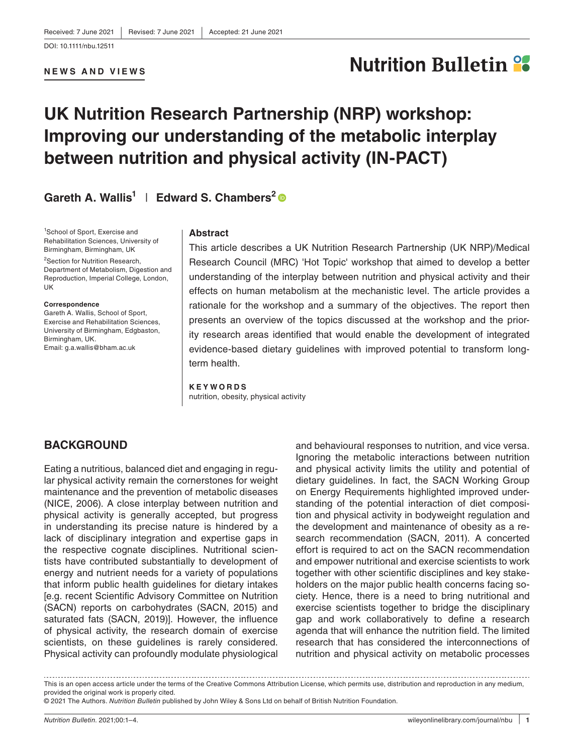Received: 7 June 2021 | Revised: 7 June 2021 | Accepted: 21 June 2021

DOI: 10.1111/nbu.12511

**NEWS AND VIEWS**

# UK Nutrition Research Partnership (NRP) workshop: Improving our understanding of the metabolic interplay between nutrition and physical activity (IN-PACT)

**Gareth A. Wallis**[1] | **Edward S. Chambers**[2]

[1]School of Sport, Exercise and Rehabilitation Sciences, University of Birmingham, Birmingham, UK

[2]Section for Nutrition Research, Department of Metabolism, Digestion and Reproduction, Imperial College, London, UK

**Correspondence**
Gareth A. Wallis, School of Sport, Exercise and Rehabilitation Sciences, University of Birmingham, Edgbaston, Birmingham, UK.
Email: g.a.wallis@bham.ac.uk

## Abstract

This article describes a UK Nutrition Research Partnership (UK NRP)/Medical Research Council (MRC) 'Hot Topic' workshop that aimed to develop a better understanding of the interplay between nutrition and physical activity and their effects on human metabolism at the mechanistic level. The article provides a rationale for the workshop and a summary of the objectives. The report then presents an overview of the topics discussed at the workshop and the priority research areas identified that would enable the development of integrated evidence-based dietary guidelines with improved potential to transform long-term health.

**KEYWORDS**
nutrition, obesity, physical activity

## BACKGROUND

Eating a nutritious, balanced diet and engaging in regular physical activity remain the cornerstones for weight maintenance and the prevention of metabolic diseases (NICE, 2006). A close interplay between nutrition and physical activity is generally accepted, but progress in understanding its precise nature is hindered by a lack of disciplinary integration and expertise gaps in the respective cognate disciplines. Nutritional scientists have contributed substantially to development of energy and nutrient needs for a variety of populations that inform public health guidelines for dietary intakes [e.g. recent Scientific Advisory Committee on Nutrition (SACN) reports on carbohydrates (SACN, 2015) and saturated fats (SACN, 2019)]. However, the influence of physical activity, the research domain of exercise scientists, on these guidelines is rarely considered. Physical activity can profoundly modulate physiological and behavioural responses to nutrition, and vice versa. Ignoring the metabolic interactions between nutrition and physical activity limits the utility and potential of dietary guidelines. In fact, the SACN Working Group on Energy Requirements highlighted improved understanding of the potential interaction of diet composition and physical activity in bodyweight regulation and the development and maintenance of obesity as a research recommendation (SACN, 2011). A concerted effort is required to act on the SACN recommendation and empower nutritional and exercise scientists to work together with other scientific disciplines and key stakeholders on the major public health concerns facing society. Hence, there is a need to bring nutritional and exercise scientists together to bridge the disciplinary gap and work collaboratively to define a research agenda that will enhance the nutrition field. The limited research that has considered the interconnections of nutrition and physical activity on metabolic processes

This is an open access article under the terms of the Creative Commons Attribution License, which permits use, distribution and reproduction in any medium, provided the original work is properly cited.
© 2021 The Authors. *Nutrition Bulletin* published by John Wiley & Sons Ltd on behalf of British Nutrition Foundation.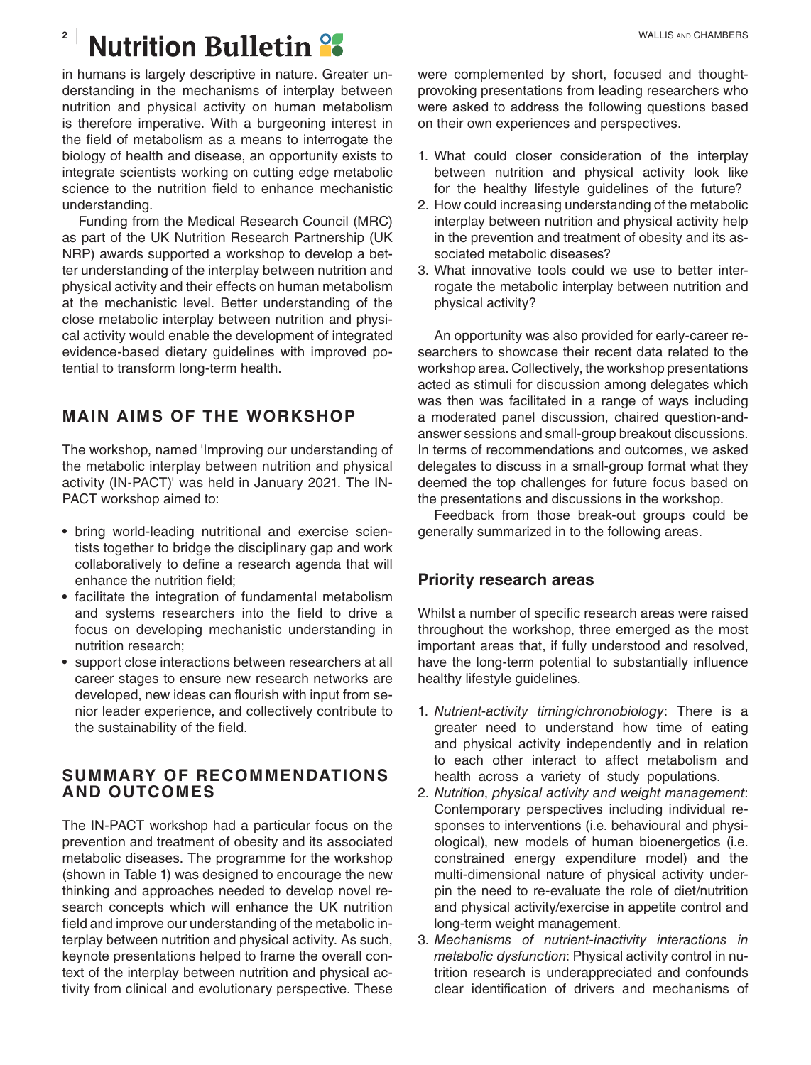in humans is largely descriptive in nature. Greater understanding in the mechanisms of interplay between nutrition and physical activity on human metabolism is therefore imperative. With a burgeoning interest in the field of metabolism as a means to interrogate the biology of health and disease, an opportunity exists to integrate scientists working on cutting edge metabolic science to the nutrition field to enhance mechanistic understanding.

Funding from the Medical Research Council (MRC) as part of the UK Nutrition Research Partnership (UK NRP) awards supported a workshop to develop a better understanding of the interplay between nutrition and physical activity and their effects on human metabolism at the mechanistic level. Better understanding of the close metabolic interplay between nutrition and physical activity would enable the development of integrated evidence-based dietary guidelines with improved potential to transform long-term health.

## MAIN AIMS OF THE WORKSHOP

The workshop, named 'Improving our understanding of the metabolic interplay between nutrition and physical activity (IN-PACT)' was held in January 2021. The IN-PACT workshop aimed to:

- bring world-leading nutritional and exercise scientists together to bridge the disciplinary gap and work collaboratively to define a research agenda that will enhance the nutrition field;
- facilitate the integration of fundamental metabolism and systems researchers into the field to drive a focus on developing mechanistic understanding in nutrition research;
- support close interactions between researchers at all career stages to ensure new research networks are developed, new ideas can flourish with input from senior leader experience, and collectively contribute to the sustainability of the field.

## SUMMARY OF RECOMMENDATIONS AND OUTCOMES

The IN-PACT workshop had a particular focus on the prevention and treatment of obesity and its associated metabolic diseases. The programme for the workshop (shown in Table 1) was designed to encourage the new thinking and approaches needed to develop novel research concepts which will enhance the UK nutrition field and improve our understanding of the metabolic interplay between nutrition and physical activity. As such, keynote presentations helped to frame the overall context of the interplay between nutrition and physical activity from clinical and evolutionary perspective. These were complemented by short, focused and thought-provoking presentations from leading researchers who were asked to address the following questions based on their own experiences and perspectives.

1. What could closer consideration of the interplay between nutrition and physical activity look like for the healthy lifestyle guidelines of the future?
2. How could increasing understanding of the metabolic interplay between nutrition and physical activity help in the prevention and treatment of obesity and its associated metabolic diseases?
3. What innovative tools could we use to better interrogate the metabolic interplay between nutrition and physical activity?

An opportunity was also provided for early-career researchers to showcase their recent data related to the workshop area. Collectively, the workshop presentations acted as stimuli for discussion among delegates which was then was facilitated in a range of ways including a moderated panel discussion, chaired question-and-answer sessions and small-group breakout discussions. In terms of recommendations and outcomes, we asked delegates to discuss in a small-group format what they deemed the top challenges for future focus based on the presentations and discussions in the workshop.

Feedback from those break-out groups could be generally summarized in to the following areas.

### Priority research areas

Whilst a number of specific research areas were raised throughout the workshop, three emerged as the most important areas that, if fully understood and resolved, have the long-term potential to substantially influence healthy lifestyle guidelines.

1. *Nutrient-activity timing/chronobiology*: There is a greater need to understand how time of eating and physical activity independently and in relation to each other interact to affect metabolism and health across a variety of study populations.
2. *Nutrition, physical activity and weight management*: Contemporary perspectives including individual responses to interventions (i.e. behavioural and physiological), new models of human bioenergetics (i.e. constrained energy expenditure model) and the multi-dimensional nature of physical activity underpin the need to re-evaluate the role of diet/nutrition and physical activity/exercise in appetite control and long-term weight management.
3. *Mechanisms of nutrient-inactivity interactions in metabolic dysfunction*: Physical activity control in nutrition research is underappreciated and confounds clear identification of drivers and mechanisms of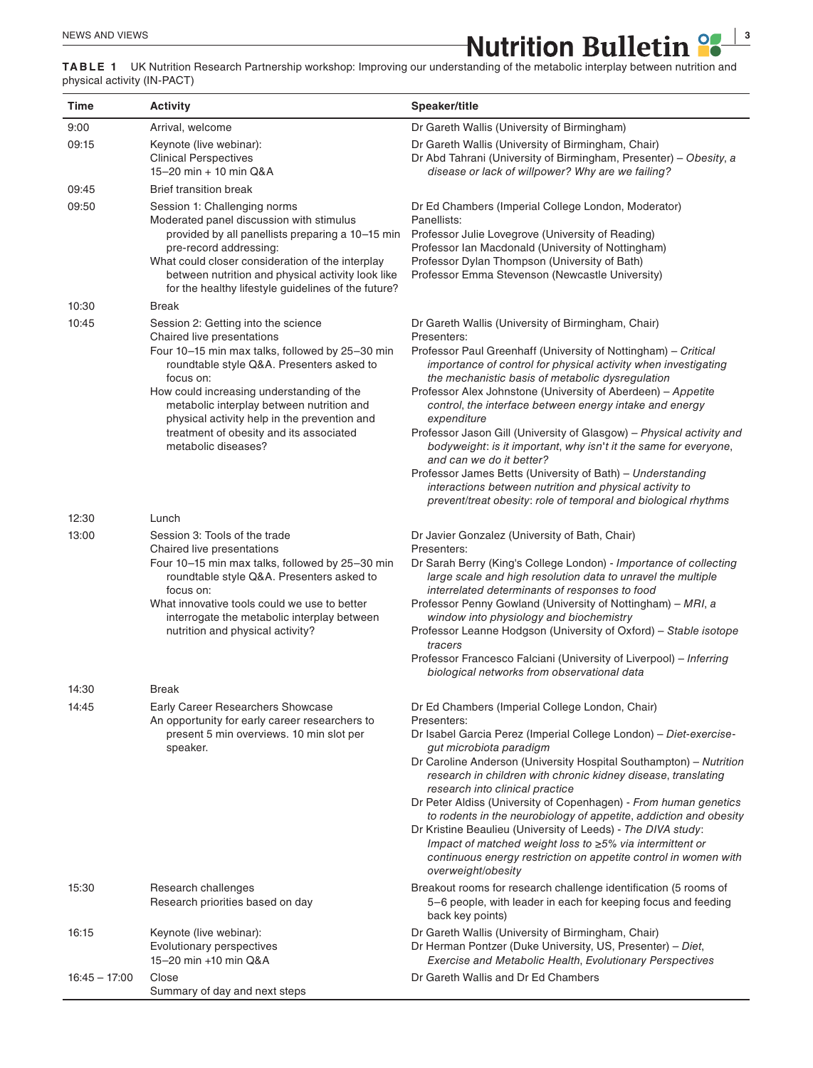**TABLE 1** UK Nutrition Research Partnership workshop: Improving our understanding of the metabolic interplay between nutrition and physical activity (IN-PACT)

| Time | Activity | Speaker/title |
|---|---|---|
| 9:00 | Arrival, welcome | Dr Gareth Wallis (University of Birmingham) |
| 09:15 | Keynote (live webinar): Clinical Perspectives 15–20 min + 10 min Q&A | Dr Gareth Wallis (University of Birmingham, Chair) Dr Abd Tahrani (University of Birmingham, Presenter) – *Obesity, a disease or lack of willpower? Why are we failing?* |
| 09:45 | Brief transition break | |
| 09:50 | Session 1: Challenging norms Moderated panel discussion with stimulus provided by all panellists preparing a 10–15 min pre-record addressing: What could closer consideration of the interplay between nutrition and physical activity look like for the healthy lifestyle guidelines of the future? | Dr Ed Chambers (Imperial College London, Moderator) Panellists: Professor Julie Lovegrove (University of Reading) Professor Ian Macdonald (University of Nottingham) Professor Dylan Thompson (University of Bath) Professor Emma Stevenson (Newcastle University) |
| 10:30 | Break | |
| 10:45 | Session 2: Getting into the science Chaired live presentations Four 10–15 min max talks, followed by 25–30 min roundtable style Q&A. Presenters asked to focus on: How could increasing understanding of the metabolic interplay between nutrition and physical activity help in the prevention and treatment of obesity and its associated metabolic diseases? | Dr Gareth Wallis (University of Birmingham, Chair) Presenters: Professor Paul Greenhaff (University of Nottingham) – *Critical importance of control for physical activity when investigating the mechanistic basis of metabolic dysregulation* Professor Alex Johnstone (University of Aberdeen) – *Appetite control, the interface between energy intake and energy expenditure* Professor Jason Gill (University of Glasgow) – *Physical activity and bodyweight: is it important, why isn't it the same for everyone, and can we do it better?* Professor James Betts (University of Bath) – *Understanding interactions between nutrition and physical activity to prevent/treat obesity: role of temporal and biological rhythms* |
| 12:30 | Lunch | |
| 13:00 | Session 3: Tools of the trade Chaired live presentations Four 10–15 min max talks, followed by 25–30 min roundtable style Q&A. Presenters asked to focus on: What innovative tools could we use to better interrogate the metabolic interplay between nutrition and physical activity? | Dr Javier Gonzalez (University of Bath, Chair) Presenters: Dr Sarah Berry (King's College London) - *Importance of collecting large scale and high resolution data to unravel the multiple interrelated determinants of responses to food* Professor Penny Gowland (University of Nottingham) – *MRI, a window into physiology and biochemistry* Professor Leanne Hodgson (University of Oxford) – *Stable isotope tracers* Professor Francesco Falciani (University of Liverpool) – *Inferring biological networks from observational data* |
| 14:30 | Break | |
| 14:45 | Early Career Researchers Showcase An opportunity for early career researchers to present 5 min overviews. 10 min slot per speaker. | Dr Ed Chambers (Imperial College London, Chair) Presenters: Dr Isabel Garcia Perez (Imperial College London) – *Diet-exercise-gut microbiota paradigm* Dr Caroline Anderson (University Hospital Southampton) – *Nutrition research in children with chronic kidney disease, translating research into clinical practice* Dr Peter Aldiss (University of Copenhagen) - *From human genetics to rodents in the neurobiology of appetite, addiction and obesity* Dr Kristine Beaulieu (University of Leeds) - *The DIVA study: Impact of matched weight loss to ≥5% via intermittent or continuous energy restriction on appetite control in women with overweight/obesity* |
| 15:30 | Research challenges Research priorities based on day | Breakout rooms for research challenge identification (5 rooms of 5–6 people, with leader in each for keeping focus and feeding back key points) |
| 16:15 | Keynote (live webinar): Evolutionary perspectives 15–20 min +10 min Q&A | Dr Gareth Wallis (University of Birmingham, Chair) Dr Herman Pontzer (Duke University, US, Presenter) – *Diet, Exercise and Metabolic Health, Evolutionary Perspectives* |
| 16:45 – 17:00 | Close Summary of day and next steps | Dr Gareth Wallis and Dr Ed Chambers |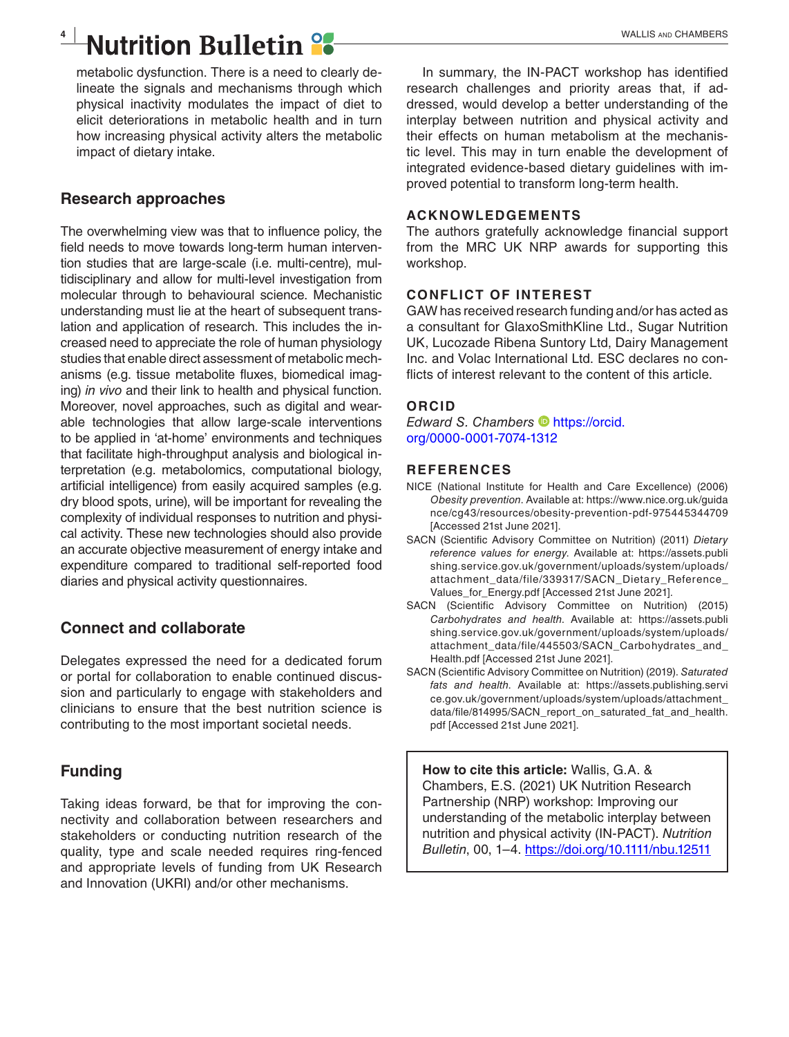metabolic dysfunction. There is a need to clearly delineate the signals and mechanisms through which physical inactivity modulates the impact of diet to elicit deteriorations in metabolic health and in turn how increasing physical activity alters the metabolic impact of dietary intake.

## Research approaches

The overwhelming view was that to influence policy, the field needs to move towards long-term human intervention studies that are large-scale (i.e. multi-centre), multidisciplinary and allow for multi-level investigation from molecular through to behavioural science. Mechanistic understanding must lie at the heart of subsequent translation and application of research. This includes the increased need to appreciate the role of human physiology studies that enable direct assessment of metabolic mechanisms (e.g. tissue metabolite fluxes, biomedical imaging) *in vivo* and their link to health and physical function. Moreover, novel approaches, such as digital and wearable technologies that allow large-scale interventions to be applied in 'at-home' environments and techniques that facilitate high-throughput analysis and biological interpretation (e.g. metabolomics, computational biology, artificial intelligence) from easily acquired samples (e.g. dry blood spots, urine), will be important for revealing the complexity of individual responses to nutrition and physical activity. These new technologies should also provide an accurate objective measurement of energy intake and expenditure compared to traditional self-reported food diaries and physical activity questionnaires.

## Connect and collaborate

Delegates expressed the need for a dedicated forum or portal for collaboration to enable continued discussion and particularly to engage with stakeholders and clinicians to ensure that the best nutrition science is contributing to the most important societal needs.

## Funding

Taking ideas forward, be that for improving the connectivity and collaboration between researchers and stakeholders or conducting nutrition research of the quality, type and scale needed requires ring-fenced and appropriate levels of funding from UK Research and Innovation (UKRI) and/or other mechanisms.

In summary, the IN-PACT workshop has identified research challenges and priority areas that, if addressed, would develop a better understanding of the interplay between nutrition and physical activity and their effects on human metabolism at the mechanistic level. This may in turn enable the development of integrated evidence-based dietary guidelines with improved potential to transform long-term health.

## ACKNOWLEDGEMENTS

The authors gratefully acknowledge financial support from the MRC UK NRP awards for supporting this workshop.

## CONFLICT OF INTEREST

GAW has received research funding and/or has acted as a consultant for GlaxoSmithKline Ltd., Sugar Nutrition UK, Lucozade Ribena Suntory Ltd, Dairy Management Inc. and Volac International Ltd. ESC declares no conflicts of interest relevant to the content of this article.

## ORCID

*Edward S. Chambers* https://orcid.org/0000-0001-7074-1312

## REFERENCES

NICE (National Institute for Health and Care Excellence) (2006) *Obesity prevention*. Available at: https://www.nice.org.uk/guidance/cg43/resources/obesity-prevention-pdf-975445344709 [Accessed 21st June 2021].

SACN (Scientific Advisory Committee on Nutrition) (2011) *Dietary reference values for energy*. Available at: https://assets.publishing.service.gov.uk/government/uploads/system/uploads/attachment_data/file/339317/SACN_Dietary_Reference_Values_for_Energy.pdf [Accessed 21st June 2021].

SACN (Scientific Advisory Committee on Nutrition) (2015) *Carbohydrates and health*. Available at: https://assets.publishing.service.gov.uk/government/uploads/system/uploads/attachment_data/file/445503/SACN_Carbohydrates_and_Health.pdf [Accessed 21st June 2021].

SACN (Scientific Advisory Committee on Nutrition) (2019). *Saturated fats and health*. Available at: https://assets.publishing.service.gov.uk/government/uploads/system/uploads/attachment_data/file/814995/SACN_report_on_saturated_fat_and_health.pdf [Accessed 21st June 2021].

**How to cite this article:** Wallis, G.A. & Chambers, E.S. (2021) UK Nutrition Research Partnership (NRP) workshop: Improving our understanding of the metabolic interplay between nutrition and physical activity (IN-PACT). *Nutrition Bulletin*, 00, 1–4. https://doi.org/10.1111/nbu.12511